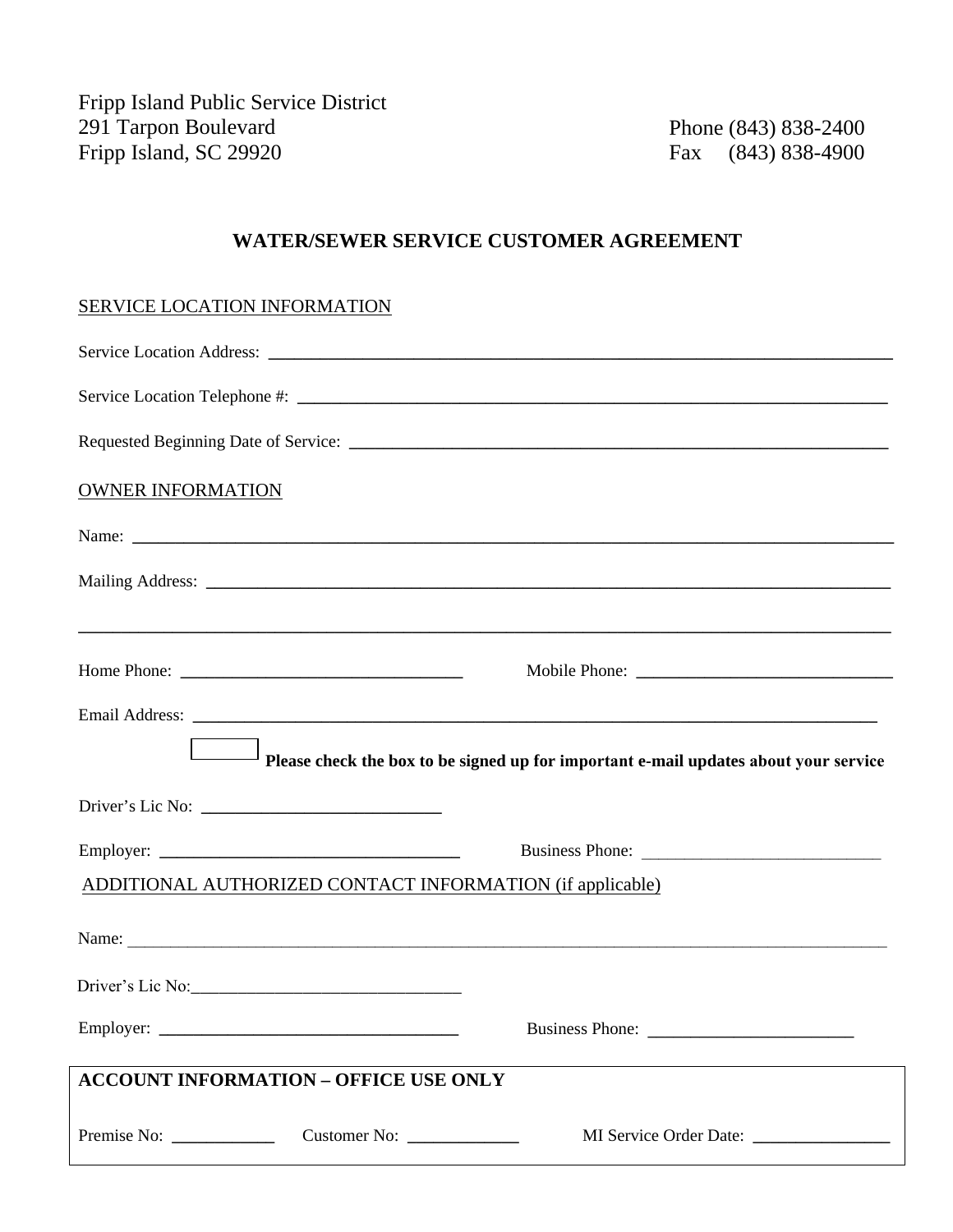Fripp Island Public Service District
291 Tarpon Boulevard
Fripp Island, SC 29920

Phone (843) 838-2400
Fax (843) 838-4900

## WATER/SEWER SERVICE CUSTOMER AGREEMENT

SERVICE LOCATION INFORMATION

Service Location Address: ______________________________________________

Service Location Telephone #: ______________________________________________

Requested Beginning Date of Service: ______________________________________________

OWNER INFORMATION

Name: ______________________________________________

Mailing Address: ______________________________________________

______________________________________________

Home Phone: ______________________ Mobile Phone: ______________________

Email Address: ______________________________________________

☐ **Please check the box to be signed up for important e-mail updates about your service**

Driver's Lic No: ______________________

Employer: ______________________ Business Phone: ______________________

ADDITIONAL AUTHORIZED CONTACT INFORMATION (if applicable)

Name: ______________________________________________

Driver's Lic No: ______________________

Employer: ______________________ Business Phone: ______________________

**ACCOUNT INFORMATION – OFFICE USE ONLY**

Premise No: __________ Customer No: __________ MI Service Order Date: __________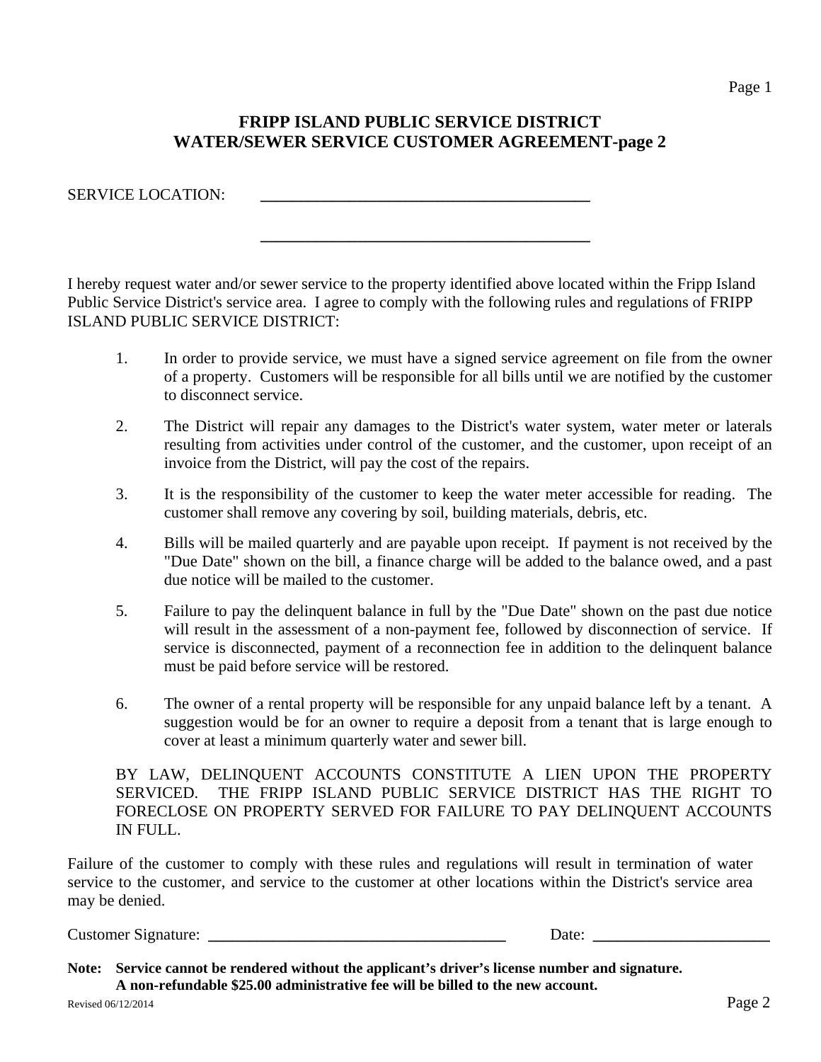# FRIPP ISLAND PUBLIC SERVICE DISTRICT
## WATER/SEWER SERVICE CUSTOMER AGREEMENT-page 2

SERVICE LOCATION: ______________________________________

______________________________________

I hereby request water and/or sewer service to the property identified above located within the Fripp Island Public Service District's service area. I agree to comply with the following rules and regulations of FRIPP ISLAND PUBLIC SERVICE DISTRICT:

1. In order to provide service, we must have a signed service agreement on file from the owner of a property. Customers will be responsible for all bills until we are notified by the customer to disconnect service.

2. The District will repair any damages to the District's water system, water meter or laterals resulting from activities under control of the customer, and the customer, upon receipt of an invoice from the District, will pay the cost of the repairs.

3. It is the responsibility of the customer to keep the water meter accessible for reading. The customer shall remove any covering by soil, building materials, debris, etc.

4. Bills will be mailed quarterly and are payable upon receipt. If payment is not received by the "Due Date" shown on the bill, a finance charge will be added to the balance owed, and a past due notice will be mailed to the customer.

5. Failure to pay the delinquent balance in full by the "Due Date" shown on the past due notice will result in the assessment of a non-payment fee, followed by disconnection of service. If service is disconnected, payment of a reconnection fee in addition to the delinquent balance must be paid before service will be restored.

6. The owner of a rental property will be responsible for any unpaid balance left by a tenant. A suggestion would be for an owner to require a deposit from a tenant that is large enough to cover at least a minimum quarterly water and sewer bill.

BY LAW, DELINQUENT ACCOUNTS CONSTITUTE A LIEN UPON THE PROPERTY SERVICED. THE FRIPP ISLAND PUBLIC SERVICE DISTRICT HAS THE RIGHT TO FORECLOSE ON PROPERTY SERVED FOR FAILURE TO PAY DELINQUENT ACCOUNTS IN FULL.

Failure of the customer to comply with these rules and regulations will result in termination of water service to the customer, and service to the customer at other locations within the District's service area may be denied.

Customer Signature: ________________________________ Date: ____________________

**Note: Service cannot be rendered without the applicant's driver's license number and signature.**
**A non-refundable $25.00 administrative fee will be billed to the new account.**

Revised 06/12/2014